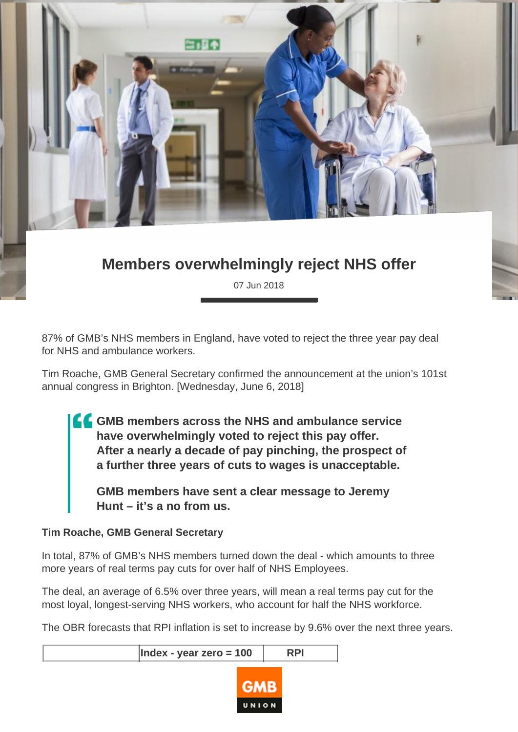# Members overwhelmingly reject NHS offer

07 Jun 2018

87% of GMB's NHS members in England, have voted to reject the three year pay deal for NHS and ambulance workers.

Tim Roache, GMB General Secretary confirmed the announcement at the union's 101st annual congress in Brighton. [Wednesday, June 6, 2018]

> **GMB members across the NHS and ambulance service have overwhelmingly voted to reject this pay offer. After a nearly a decade of pay pinching, the prospect of a further three years of cuts to wages is unacceptable.**
>
> **GMB members have sent a clear message to Jeremy Hunt – it's a no from us.**

**Tim Roache, GMB General Secretary**

In total, 87% of GMB's NHS members turned down the deal - which amounts to three more years of real terms pay cuts for over half of NHS Employees.

The deal, an average of 6.5% over three years, will mean a real terms pay cut for the most loyal, longest-serving NHS workers, who account for half the NHS workforce.

The OBR forecasts that RPI inflation is set to increase by 9.6% over the next three years.

| | Index - year zero = 100 | RPI |
|---|---|---|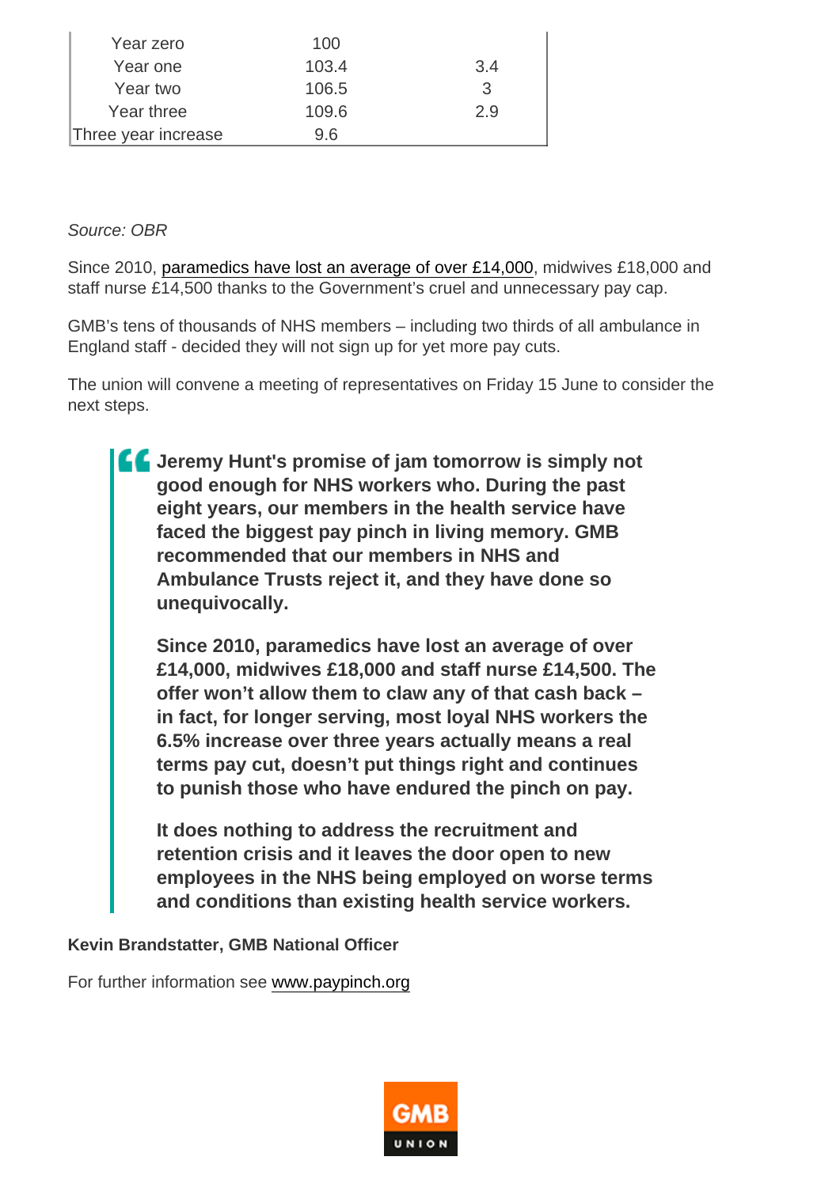| | | |
|---|---|---|
| Year zero | 100 | |
| Year one | 103.4 | 3.4 |
| Year two | 106.5 | 3 |
| Year three | 109.6 | 2.9 |
| Three year increase | 9.6 | |

*Source: OBR*

Since 2010, paramedics have lost an average of over £14,000, midwives £18,000 and staff nurse £14,500 thanks to the Government's cruel and unnecessary pay cap.

GMB's tens of thousands of NHS members – including two thirds of all ambulance in England staff - decided they will not sign up for yet more pay cuts.

The union will convene a meeting of representatives on Friday 15 June to consider the next steps.

> **Jeremy Hunt's promise of jam tomorrow is simply not good enough for NHS workers who. During the past eight years, our members in the health service have faced the biggest pay pinch in living memory. GMB recommended that our members in NHS and Ambulance Trusts reject it, and they have done so unequivocally.**
>
> **Since 2010, paramedics have lost an average of over £14,000, midwives £18,000 and staff nurse £14,500. The offer won't allow them to claw any of that cash back – in fact, for longer serving, most loyal NHS workers the 6.5% increase over three years actually means a real terms pay cut, doesn't put things right and continues to punish those who have endured the pinch on pay.**
>
> **It does nothing to address the recruitment and retention crisis and it leaves the door open to new employees in the NHS being employed on worse terms and conditions than existing health service workers.**

**Kevin Brandstatter, GMB National Officer**

For further information see www.paypinch.org